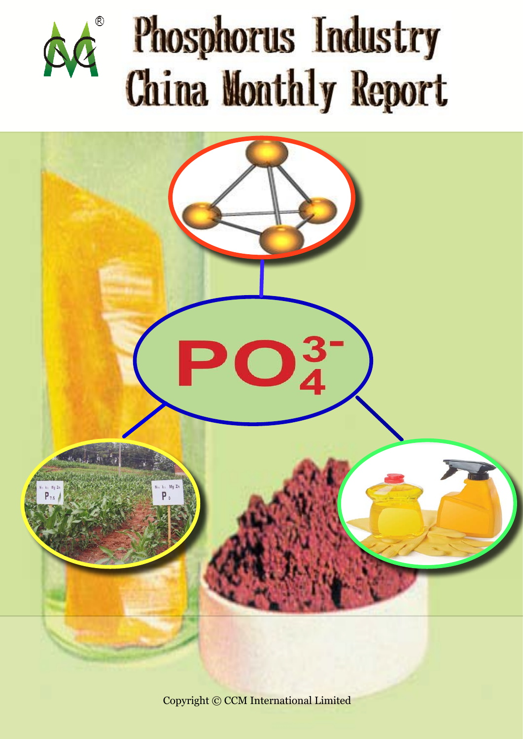# Phosphorus Industry China Monthly Report

$PO_4^{3-}$

Copyright © CCM International Limited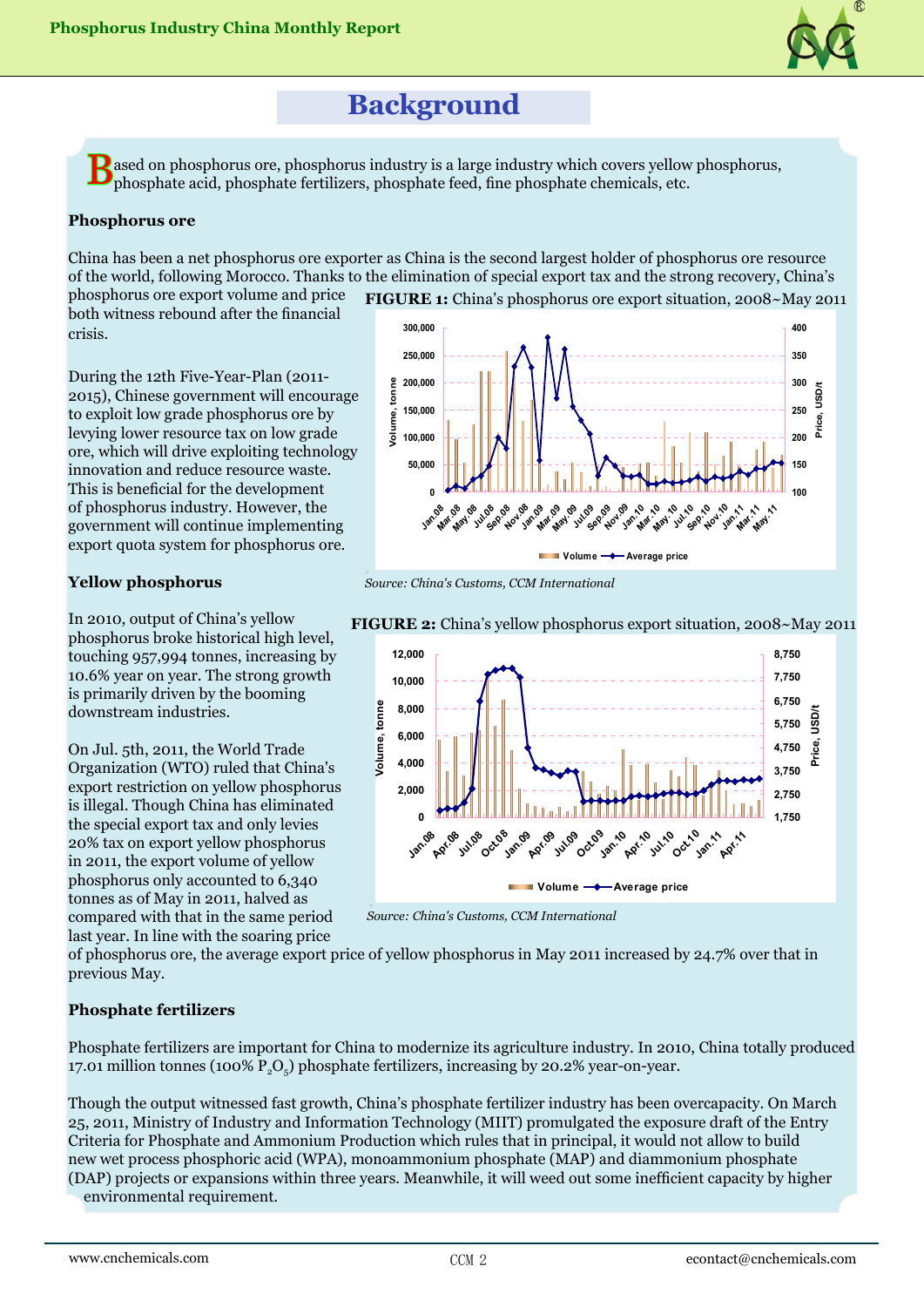# Background

Based on phosphorus ore, phosphorus industry is a large industry which covers yellow phosphorus, phosphate acid, phosphate fertilizers, phosphate feed, fine phosphate chemicals, etc.

### Phosphorus ore

China has been a net phosphorus ore exporter as China is the second largest holder of phosphorus ore resource of the world, following Morocco. Thanks to the elimination of special export tax and the strong recovery, China's phosphorus ore export volume and price both witness rebound after the financial crisis.

During the 12th Five-Year-Plan (2011-2015), Chinese government will encourage to exploit low grade phosphorus ore by levying lower resource tax on low grade ore, which will drive exploiting technology innovation and reduce resource waste. This is beneficial for the development of phosphorus industry. However, the government will continue implementing export quota system for phosphorus ore.

**FIGURE 1:** China's phosphorus ore export situation, 2008~May 2011

*Source: China's Customs, CCM International*

### Yellow phosphorus

In 2010, output of China's yellow phosphorus broke historical high level, touching 957,994 tonnes, increasing by 10.6% year on year. The strong growth is primarily driven by the booming downstream industries.

On Jul. 5th, 2011, the World Trade Organization (WTO) ruled that China's export restriction on yellow phosphorus is illegal. Though China has eliminated the special export tax and only levies 20% tax on export yellow phosphorus in 2011, the export volume of yellow phosphorus only accounted to 6,340 tonnes as of May in 2011, halved as compared with that in the same period last year. In line with the soaring price of phosphorus ore, the average export price of yellow phosphorus in May 2011 increased by 24.7% over that in previous May.

**FIGURE 2:** China's yellow phosphorus export situation, 2008~May 2011

*Source: China's Customs, CCM International*

### Phosphate fertilizers

Phosphate fertilizers are important for China to modernize its agriculture industry. In 2010, China totally produced 17.01 million tonnes (100% $P_2O_5$) phosphate fertilizers, increasing by 20.2% year-on-year.

Though the output witnessed fast growth, China's phosphate fertilizer industry has been overcapacity. On March 25, 2011, Ministry of Industry and Information Technology (MIIT) promulgated the exposure draft of the Entry Criteria for Phosphate and Ammonium Production which rules that in principal, it would not allow to build new wet process phosphoric acid (WPA), monoammonium phosphate (MAP) and diammonium phosphate (DAP) projects or expansions within three years. Meanwhile, it will weed out some inefficient capacity by higher environmental requirement.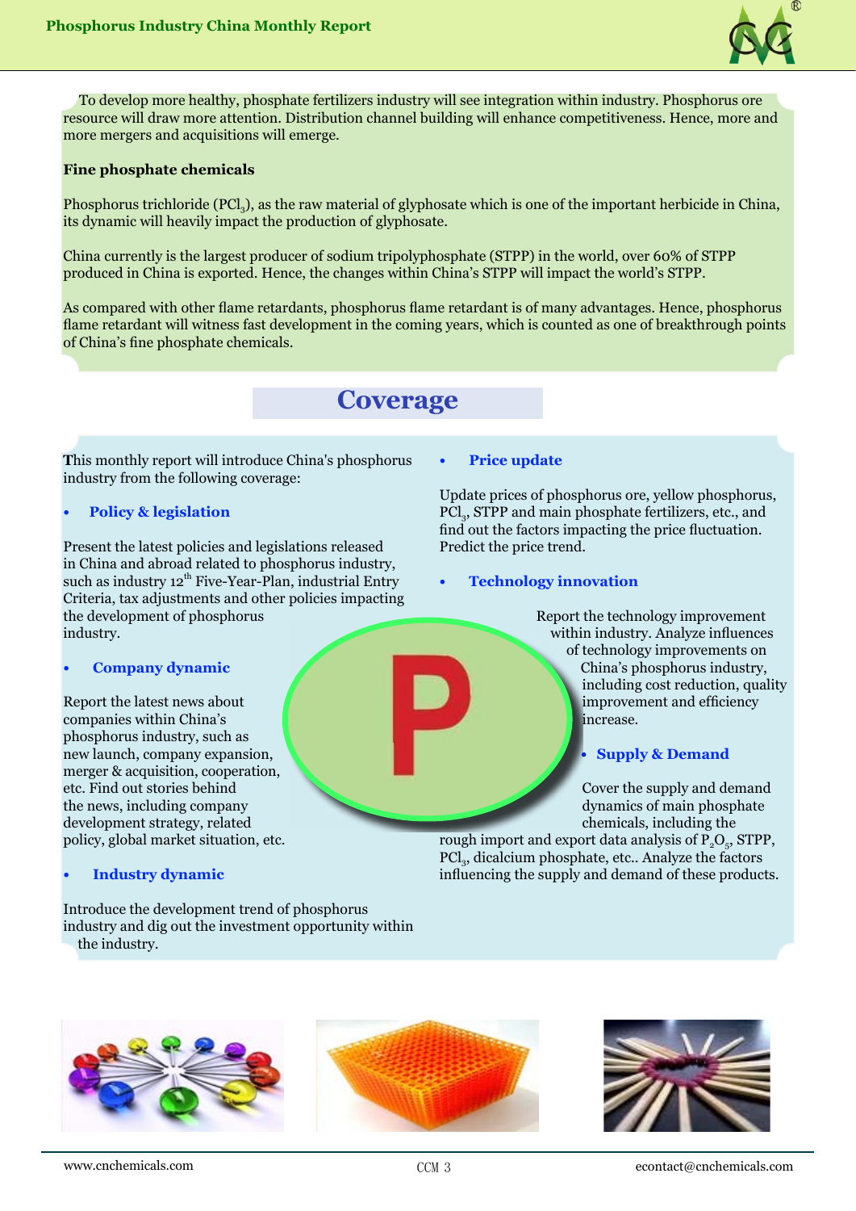To develop more healthy, phosphate fertilizers industry will see integration within industry. Phosphorus ore resource will draw more attention. Distribution channel building will enhance competitiveness. Hence, more and more mergers and acquisitions will emerge.

**Fine phosphate chemicals**

Phosphorus trichloride ($PCl_3$), as the raw material of glyphosate which is one of the important herbicide in China, its dynamic will heavily impact the production of glyphosate.

China currently is the largest producer of sodium tripolyphosphate (STPP) in the world, over 60% of STPP produced in China is exported. Hence, the changes within China's STPP will impact the world's STPP.

As compared with other flame retardants, phosphorus flame retardant is of many advantages. Hence, phosphorus flame retardant will witness fast development in the coming years, which is counted as one of breakthrough points of China's fine phosphate chemicals.

# Coverage

This monthly report will introduce China's phosphorus industry from the following coverage:

- **Policy & legislation**

Present the latest policies and legislations released in China and abroad related to phosphorus industry, such as industry 12th Five-Year-Plan, industrial Entry Criteria, tax adjustments and other policies impacting the development of phosphorus industry.

- **Company dynamic**

Report the latest news about companies within China's phosphorus industry, such as new launch, company expansion, merger & acquisition, cooperation, etc. Find out stories behind the news, including company development strategy, related policy, global market situation, etc.

- **Industry dynamic**

Introduce the development trend of phosphorus industry and dig out the investment opportunity within the industry.

- **Price update**

Update prices of phosphorus ore, yellow phosphorus, $PCl_3$, STPP and main phosphate fertilizers, etc., and find out the factors impacting the price fluctuation. Predict the price trend.

- **Technology innovation**

Report the technology improvement within industry. Analyze influences of technology improvements on China's phosphorus industry, including cost reduction, quality improvement and efficiency increase.

- **Supply & Demand**

Cover the supply and demand dynamics of main phosphate chemicals, including the rough import and export data analysis of $P_2O_5$, STPP, $PCl_3$, dicalcium phosphate, etc.. Analyze the factors influencing the supply and demand of these products.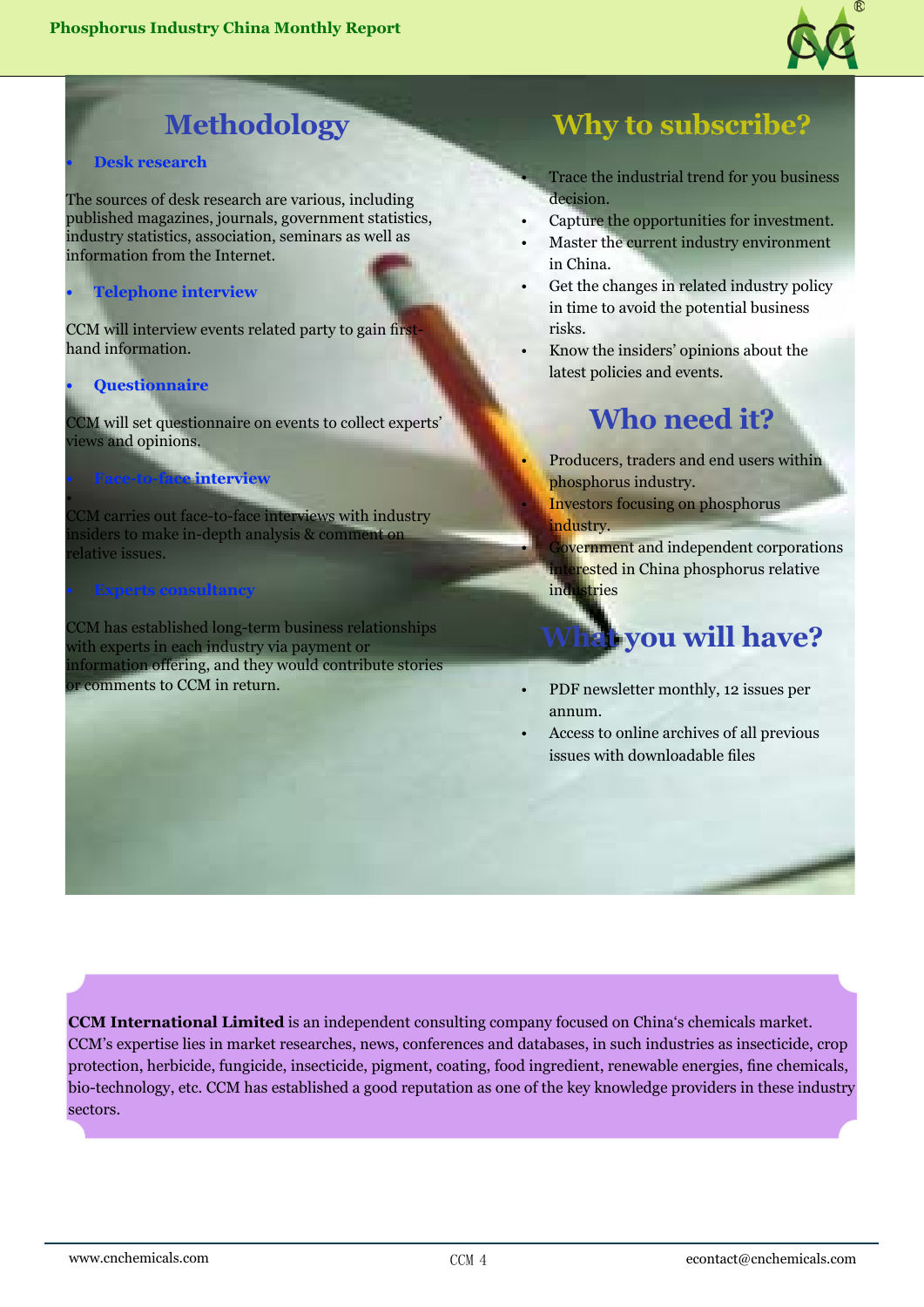## Methodology

- **Desk research**

The sources of desk research are various, including published magazines, journals, government statistics, industry statistics, association, seminars as well as information from the Internet.

- **Telephone interview**

CCM will interview events related party to gain first-hand information.

- **Questionnaire**

CCM will set questionnaire on events to collect experts' views and opinions.

- **Face-to-face interview**

CCM carries out face-to-face interviews with industry insiders to make in-depth analysis & comment on relative issues.

- **Experts consultancy**

CCM has established long-term business relationships with experts in each industry via payment or information offering, and they would contribute stories or comments to CCM in return.

## Why to subscribe?

- Trace the industrial trend for you business decision.
- Capture the opportunities for investment.
- Master the current industry environment in China.
- Get the changes in related industry policy in time to avoid the potential business risks.
- Know the insiders' opinions about the latest policies and events.

## Who need it?

- Producers, traders and end users within phosphorus industry.
- Investors focusing on phosphorus industry.
- Government and independent corporations interested in China phosphorus relative industries

## What you will have?

- PDF newsletter monthly, 12 issues per annum.
- Access to online archives of all previous issues with downloadable files

**CCM International Limited** is an independent consulting company focused on China's chemicals market. CCM's expertise lies in market researches, news, conferences and databases, in such industries as insecticide, crop protection, herbicide, fungicide, insecticide, pigment, coating, food ingredient, renewable energies, fine chemicals, bio-technology, etc. CCM has established a good reputation as one of the key knowledge providers in these industry sectors.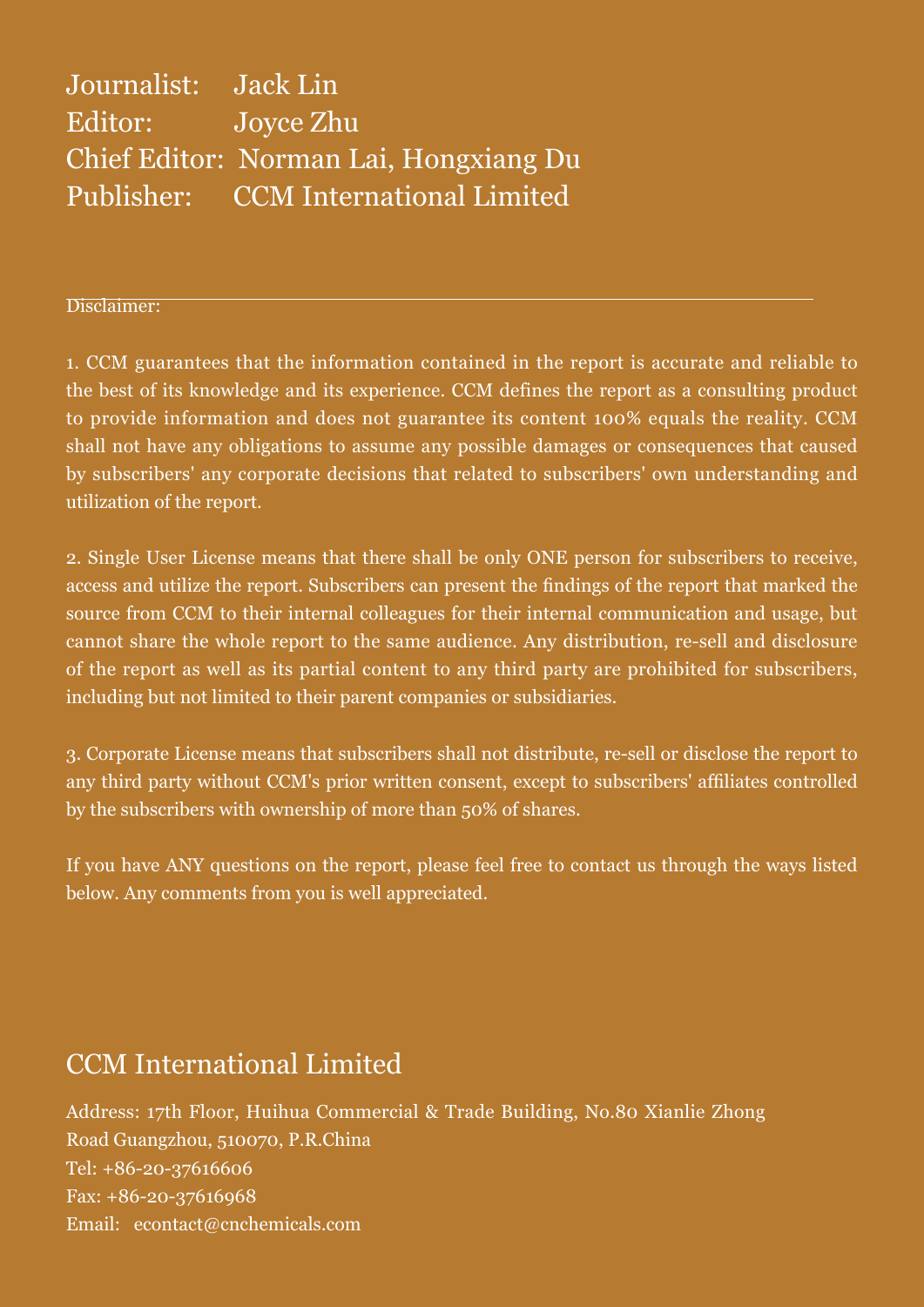Journalist: Jack Lin
Editor: Joyce Zhu
Chief Editor: Norman Lai, Hongxiang Du
Publisher: CCM International Limited

Disclaimer:

1. CCM guarantees that the information contained in the report is accurate and reliable to the best of its knowledge and its experience. CCM defines the report as a consulting product to provide information and does not guarantee its content 100% equals the reality. CCM shall not have any obligations to assume any possible damages or consequences that caused by subscribers' any corporate decisions that related to subscribers' own understanding and utilization of the report.

2. Single User License means that there shall be only ONE person for subscribers to receive, access and utilize the report. Subscribers can present the findings of the report that marked the source from CCM to their internal colleagues for their internal communication and usage, but cannot share the whole report to the same audience. Any distribution, re-sell and disclosure of the report as well as its partial content to any third party are prohibited for subscribers, including but not limited to their parent companies or subsidiaries.

3. Corporate License means that subscribers shall not distribute, re-sell or disclose the report to any third party without CCM's prior written consent, except to subscribers' affiliates controlled by the subscribers with ownership of more than 50% of shares.

If you have ANY questions on the report, please feel free to contact us through the ways listed below. Any comments from you is well appreciated.

## CCM International Limited

Address: 17th Floor, Huihua Commercial & Trade Building, No.80 Xianlie Zhong Road Guangzhou, 510070, P.R.China
Tel: +86-20-37616606
Fax: +86-20-37616968
Email: econtact@cnchemicals.com